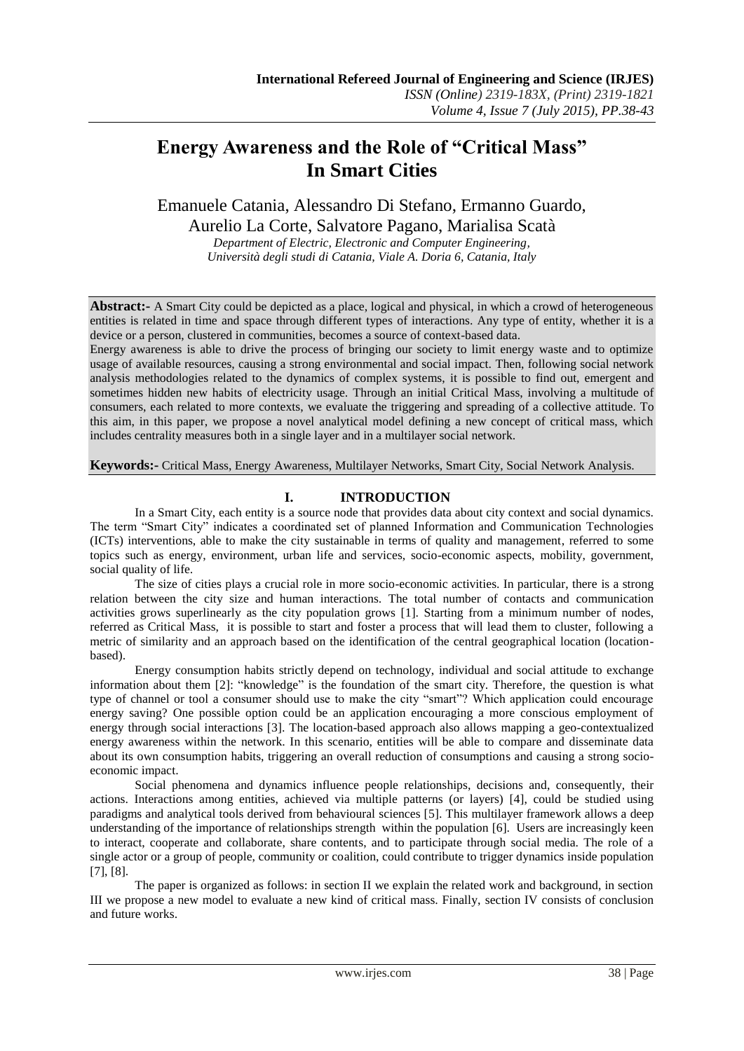# Energy Awareness and the Role of "Critical Mass" In Smart Cities

Emanuele Catania, Alessandro Di Stefano, Ermanno Guardo, Aurelio La Corte, Salvatore Pagano, Marialisa Scatà

*Department of Electric, Electronic and Computer Engineering, Università degli studi di Catania, Viale A. Doria 6, Catania, Italy*

**Abstract:-** A Smart City could be depicted as a place, logical and physical, in which a crowd of heterogeneous entities is related in time and space through different types of interactions. Any type of entity, whether it is a device or a person, clustered in communities, becomes a source of context-based data.

Energy awareness is able to drive the process of bringing our society to limit energy waste and to optimize usage of available resources, causing a strong environmental and social impact. Then, following social network analysis methodologies related to the dynamics of complex systems, it is possible to find out, emergent and sometimes hidden new habits of electricity usage. Through an initial Critical Mass, involving a multitude of consumers, each related to more contexts, we evaluate the triggering and spreading of a collective attitude. To this aim, in this paper, we propose a novel analytical model defining a new concept of critical mass, which includes centrality measures both in a single layer and in a multilayer social network.

**Keywords:-** Critical Mass, Energy Awareness, Multilayer Networks, Smart City, Social Network Analysis.

## I. INTRODUCTION

In a Smart City, each entity is a source node that provides data about city context and social dynamics. The term "Smart City" indicates a coordinated set of planned Information and Communication Technologies (ICTs) interventions, able to make the city sustainable in terms of quality and management, referred to some topics such as energy, environment, urban life and services, socio-economic aspects, mobility, government, social quality of life.

The size of cities plays a crucial role in more socio-economic activities. In particular, there is a strong relation between the city size and human interactions. The total number of contacts and communication activities grows superlinearly as the city population grows [1]. Starting from a minimum number of nodes, referred as Critical Mass, it is possible to start and foster a process that will lead them to cluster, following a metric of similarity and an approach based on the identification of the central geographical location (location-based).

Energy consumption habits strictly depend on technology, individual and social attitude to exchange information about them [2]: "knowledge" is the foundation of the smart city. Therefore, the question is what type of channel or tool a consumer should use to make the city "smart"? Which application could encourage energy saving? One possible option could be an application encouraging a more conscious employment of energy through social interactions [3]. The location-based approach also allows mapping a geo-contextualized energy awareness within the network. In this scenario, entities will be able to compare and disseminate data about its own consumption habits, triggering an overall reduction of consumptions and causing a strong socio-economic impact.

Social phenomena and dynamics influence people relationships, decisions and, consequently, their actions. Interactions among entities, achieved via multiple patterns (or layers) [4], could be studied using paradigms and analytical tools derived from behavioural sciences [5]. This multilayer framework allows a deep understanding of the importance of relationships strength within the population [6]. Users are increasingly keen to interact, cooperate and collaborate, share contents, and to participate through social media. The role of a single actor or a group of people, community or coalition, could contribute to trigger dynamics inside population [7], [8].

The paper is organized as follows: in section II we explain the related work and background, in section III we propose a new model to evaluate a new kind of critical mass. Finally, section IV consists of conclusion and future works.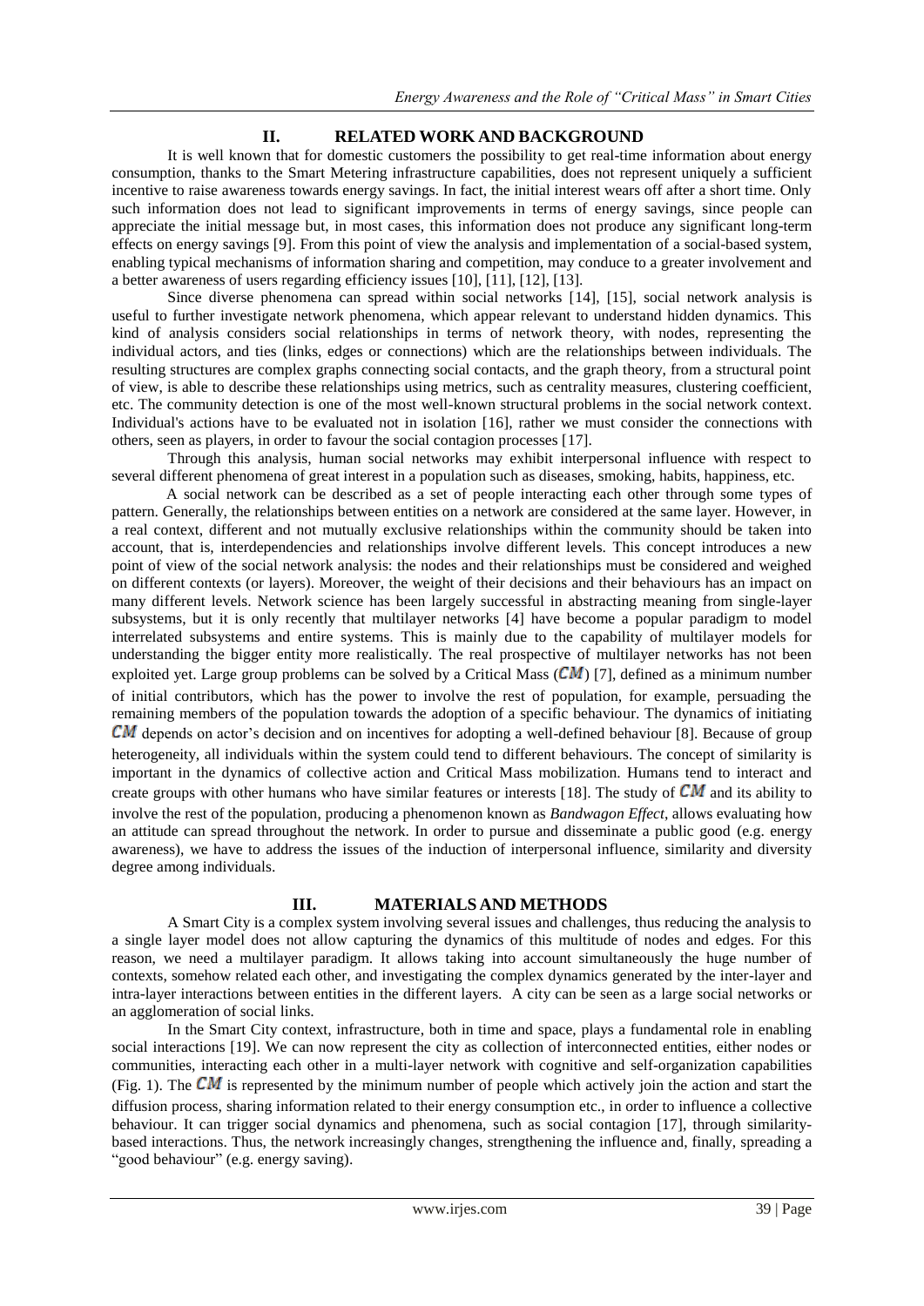## II. RELATED WORK AND BACKGROUND

It is well known that for domestic customers the possibility to get real-time information about energy consumption, thanks to the Smart Metering infrastructure capabilities, does not represent uniquely a sufficient incentive to raise awareness towards energy savings. In fact, the initial interest wears off after a short time. Only such information does not lead to significant improvements in terms of energy savings, since people can appreciate the initial message but, in most cases, this information does not produce any significant long-term effects on energy savings [9]. From this point of view the analysis and implementation of a social-based system, enabling typical mechanisms of information sharing and competition, may conduce to a greater involvement and a better awareness of users regarding efficiency issues [10], [11], [12], [13].

Since diverse phenomena can spread within social networks [14], [15], social network analysis is useful to further investigate network phenomena, which appear relevant to understand hidden dynamics. This kind of analysis considers social relationships in terms of network theory, with nodes, representing the individual actors, and ties (links, edges or connections) which are the relationships between individuals. The resulting structures are complex graphs connecting social contacts, and the graph theory, from a structural point of view, is able to describe these relationships using metrics, such as centrality measures, clustering coefficient, etc. The community detection is one of the most well-known structural problems in the social network context. Individual's actions have to be evaluated not in isolation [16], rather we must consider the connections with others, seen as players, in order to favour the social contagion processes [17].

Through this analysis, human social networks may exhibit interpersonal influence with respect to several different phenomena of great interest in a population such as diseases, smoking, habits, happiness, etc.

A social network can be described as a set of people interacting each other through some types of pattern. Generally, the relationships between entities on a network are considered at the same layer. However, in a real context, different and not mutually exclusive relationships within the community should be taken into account, that is, interdependencies and relationships involve different levels. This concept introduces a new point of view of the social network analysis: the nodes and their relationships must be considered and weighed on different contexts (or layers). Moreover, the weight of their decisions and their behaviours has an impact on many different levels. Network science has been largely successful in abstracting meaning from single-layer subsystems, but it is only recently that multilayer networks [4] have become a popular paradigm to model interrelated subsystems and entire systems. This is mainly due to the capability of multilayer models for understanding the bigger entity more realistically. The real prospective of multilayer networks has not been exploited yet. Large group problems can be solved by a Critical Mass ($CM$) [7], defined as a minimum number of initial contributors, which has the power to involve the rest of population, for example, persuading the remaining members of the population towards the adoption of a specific behaviour. The dynamics of initiating $CM$ depends on actor's decision and on incentives for adopting a well-defined behaviour [8]. Because of group heterogeneity, all individuals within the system could tend to different behaviours. The concept of similarity is important in the dynamics of collective action and Critical Mass mobilization. Humans tend to interact and create groups with other humans who have similar features or interests [18]. The study of $CM$ and its ability to involve the rest of the population, producing a phenomenon known as *Bandwagon Effect*, allows evaluating how an attitude can spread throughout the network. In order to pursue and disseminate a public good (e.g. energy awareness), we have to address the issues of the induction of interpersonal influence, similarity and diversity degree among individuals.

## III. MATERIALS AND METHODS

A Smart City is a complex system involving several issues and challenges, thus reducing the analysis to a single layer model does not allow capturing the dynamics of this multitude of nodes and edges. For this reason, we need a multilayer paradigm. It allows taking into account simultaneously the huge number of contexts, somehow related each other, and investigating the complex dynamics generated by the inter-layer and intra-layer interactions between entities in the different layers. A city can be seen as a large social networks or an agglomeration of social links.

In the Smart City context, infrastructure, both in time and space, plays a fundamental role in enabling social interactions [19]. We can now represent the city as collection of interconnected entities, either nodes or communities, interacting each other in a multi-layer network with cognitive and self-organization capabilities (Fig. 1). The $CM$ is represented by the minimum number of people which actively join the action and start the diffusion process, sharing information related to their energy consumption etc., in order to influence a collective behaviour. It can trigger social dynamics and phenomena, such as social contagion [17], through similarity-based interactions. Thus, the network increasingly changes, strengthening the influence and, finally, spreading a "good behaviour" (e.g. energy saving).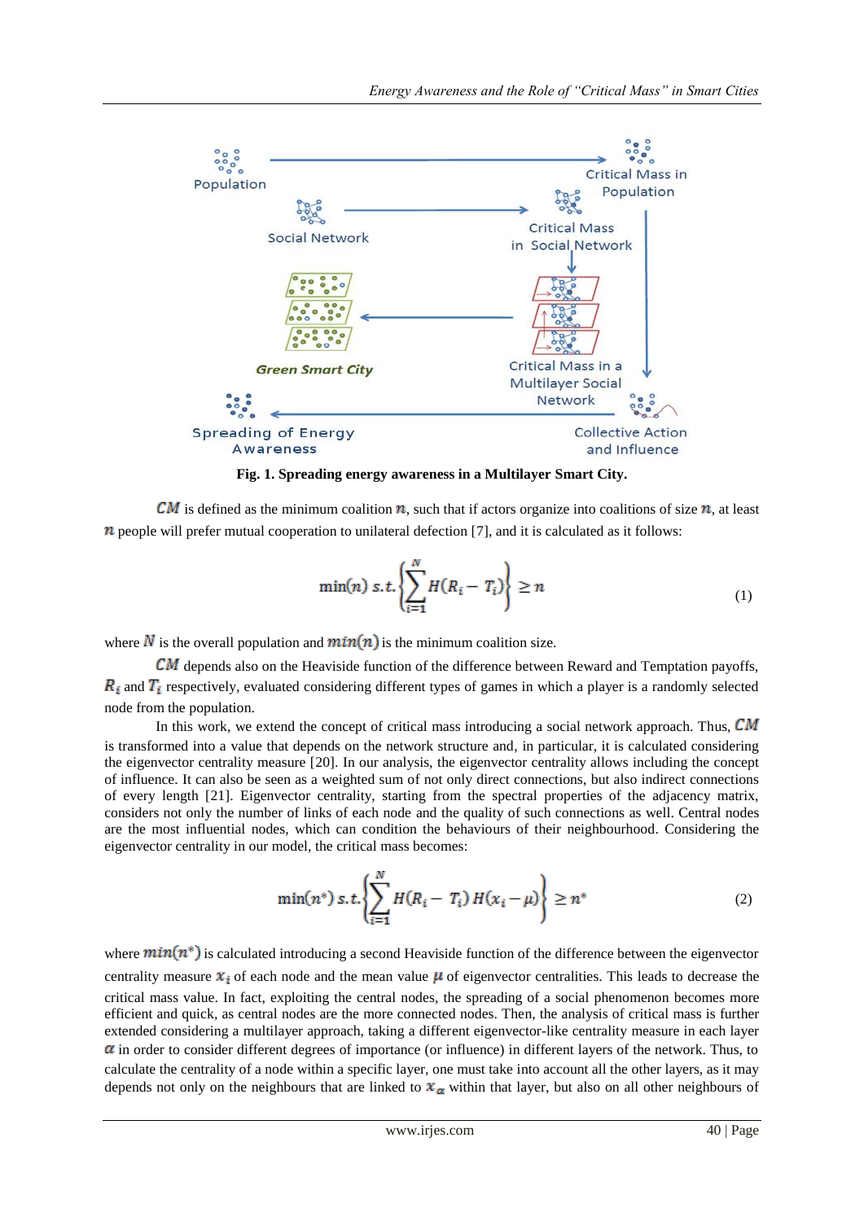**Fig. 1. Spreading energy awareness in a Multilayer Smart City.**

$CM$ is defined as the minimum coalition $n$, such that if actors organize into coalitions of size $n$, at least $n$ people will prefer mutual cooperation to unilateral defection [7], and it is calculated as it follows:

$$\min(n)\ s.t. \left\{ \sum_{i=1}^{N} H(R_i - T_i) \right\} \geq n \tag{1}$$

where $N$ is the overall population and $min(n)$ is the minimum coalition size.

$CM$ depends also on the Heaviside function of the difference between Reward and Temptation payoffs, $R_i$ and $T_i$ respectively, evaluated considering different types of games in which a player is a randomly selected node from the population.

In this work, we extend the concept of critical mass introducing a social network approach. Thus, $CM$ is transformed into a value that depends on the network structure and, in particular, it is calculated considering the eigenvector centrality measure [20]. In our analysis, the eigenvector centrality allows including the concept of influence. It can also be seen as a weighted sum of not only direct connections, but also indirect connections of every length [21]. Eigenvector centrality, starting from the spectral properties of the adjacency matrix, considers not only the number of links of each node and the quality of such connections as well. Central nodes are the most influential nodes, which can condition the behaviours of their neighbourhood. Considering the eigenvector centrality in our model, the critical mass becomes:

$$\min(n^*)\ s.t. \left\{ \sum_{i=1}^{N} H(R_i - T_i)\, H(x_i - \mu) \right\} \geq n^* \tag{2}$$

where $min(n^*)$ is calculated introducing a second Heaviside function of the difference between the eigenvector centrality measure $x_i$ of each node and the mean value $\mu$ of eigenvector centralities. This leads to decrease the critical mass value. In fact, exploiting the central nodes, the spreading of a social phenomenon becomes more efficient and quick, as central nodes are the more connected nodes. Then, the analysis of critical mass is further extended considering a multilayer approach, taking a different eigenvector-like centrality measure in each layer $\alpha$ in order to consider different degrees of importance (or influence) in different layers of the network. Thus, to calculate the centrality of a node within a specific layer, one must take into account all the other layers, as it may depends not only on the neighbours that are linked to $x_\alpha$ within that layer, but also on all other neighbours of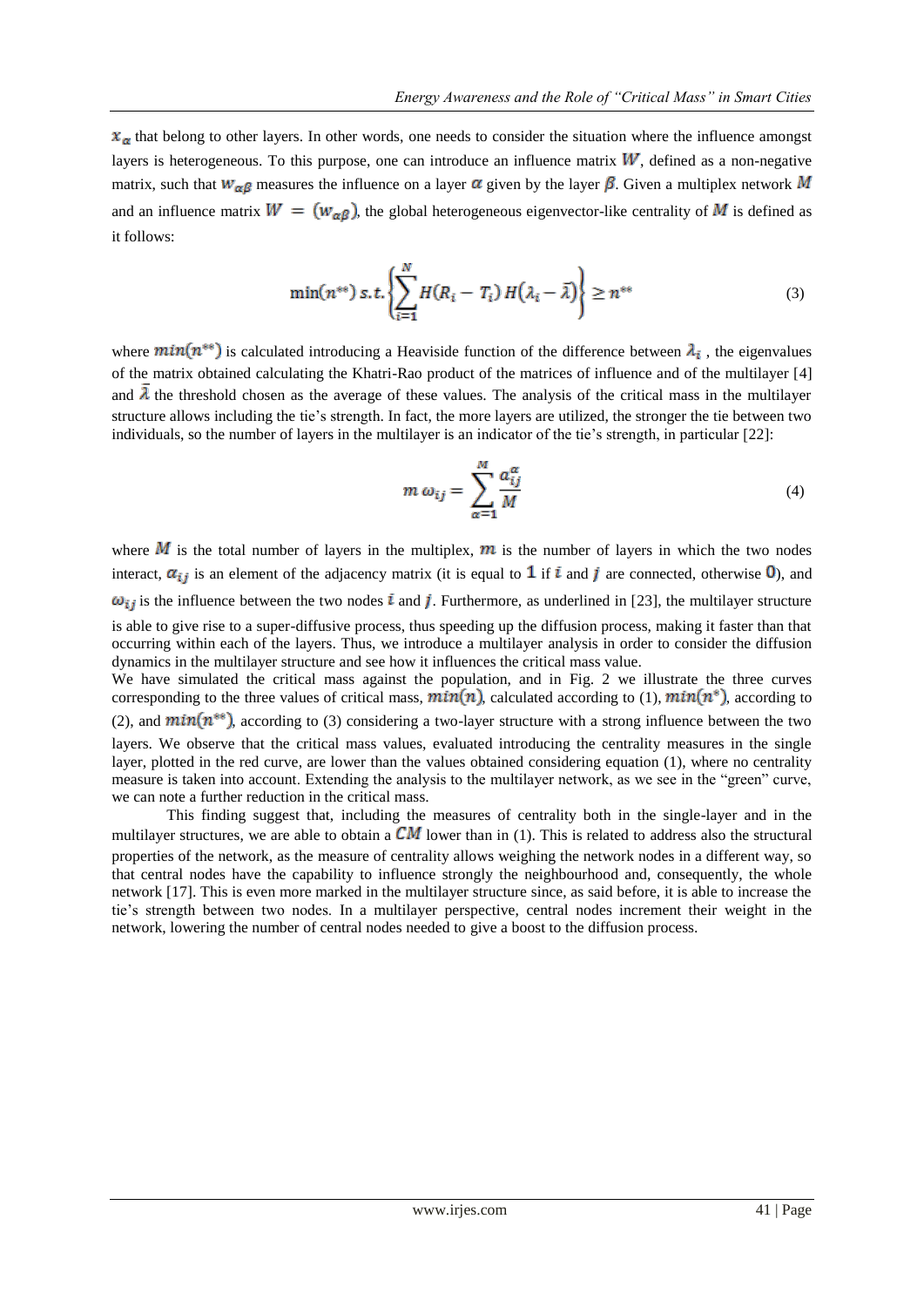$x_\alpha$ that belong to other layers. In other words, one needs to consider the situation where the influence amongst layers is heterogeneous. To this purpose, one can introduce an influence matrix $W$, defined as a non-negative matrix, such that $w_{\alpha\beta}$ measures the influence on a layer $\alpha$ given by the layer $\beta$. Given a multiplex network $M$ and an influence matrix $W = (w_{\alpha\beta})$, the global heterogeneous eigenvector-like centrality of $M$ is defined as it follows:

$$\min(n^{**})\ s.t. \left\{ \sum_{i=1}^{N} H(R_i - T_i)\, H(\lambda_i - \bar{\lambda}) \right\} \geq n^{**} \tag{3}$$

where $min(n^{**})$ is calculated introducing a Heaviside function of the difference between $\lambda_i$, the eigenvalues of the matrix obtained calculating the Khatri-Rao product of the matrices of influence and of the multilayer [4] and $\bar{\lambda}$ the threshold chosen as the average of these values. The analysis of the critical mass in the multilayer structure allows including the tie's strength. In fact, the more layers are utilized, the stronger the tie between two individuals, so the number of layers in the multilayer is an indicator of the tie's strength, in particular [22]:

$$m\, \omega_{ij} = \sum_{\alpha=1}^{M} \frac{a_{ij}^{\alpha}}{M} \tag{4}$$

where $M$ is the total number of layers in the multiplex, $m$ is the number of layers in which the two nodes interact, $a_{ij}$ is an element of the adjacency matrix (it is equal to $1$ if $i$ and $j$ are connected, otherwise $0$), and $\omega_{ij}$ is the influence between the two nodes $i$ and $j$. Furthermore, as underlined in [23], the multilayer structure is able to give rise to a super-diffusive process, thus speeding up the diffusion process, making it faster than that occurring within each of the layers. Thus, we introduce a multilayer analysis in order to consider the diffusion dynamics in the multilayer structure and see how it influences the critical mass value.

We have simulated the critical mass against the population, and in Fig. 2 we illustrate the three curves corresponding to the three values of critical mass, $min(n)$, calculated according to (1), $min(n^*)$, according to (2), and $min(n^{**})$, according to (3) considering a two-layer structure with a strong influence between the two layers. We observe that the critical mass values, evaluated introducing the centrality measures in the single layer, plotted in the red curve, are lower than the values obtained considering equation (1), where no centrality measure is taken into account. Extending the analysis to the multilayer network, as we see in the "green" curve, we can note a further reduction in the critical mass.

This finding suggest that, including the measures of centrality both in the single-layer and in the multilayer structures, we are able to obtain a $CM$ lower than in (1). This is related to address also the structural properties of the network, as the measure of centrality allows weighing the network nodes in a different way, so that central nodes have the capability to influence strongly the neighbourhood and, consequently, the whole network [17]. This is even more marked in the multilayer structure since, as said before, it is able to increase the tie's strength between two nodes. In a multilayer perspective, central nodes increment their weight in the network, lowering the number of central nodes needed to give a boost to the diffusion process.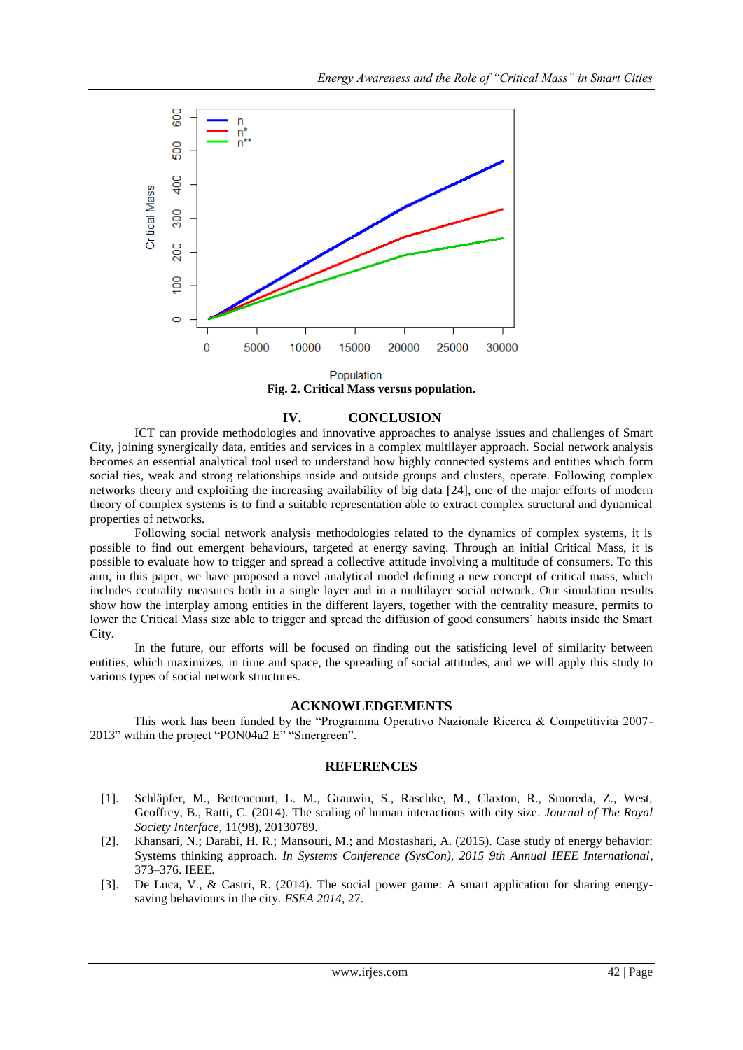Fig. 2. Critical Mass versus population.

## IV. CONCLUSION

ICT can provide methodologies and innovative approaches to analyse issues and challenges of Smart City, joining synergically data, entities and services in a complex multilayer approach. Social network analysis becomes an essential analytical tool used to understand how highly connected systems and entities which form social ties, weak and strong relationships inside and outside groups and clusters, operate. Following complex networks theory and exploiting the increasing availability of big data [24], one of the major efforts of modern theory of complex systems is to find a suitable representation able to extract complex structural and dynamical properties of networks.

Following social network analysis methodologies related to the dynamics of complex systems, it is possible to find out emergent behaviours, targeted at energy saving. Through an initial Critical Mass, it is possible to evaluate how to trigger and spread a collective attitude involving a multitude of consumers. To this aim, in this paper, we have proposed a novel analytical model defining a new concept of critical mass, which includes centrality measures both in a single layer and in a multilayer social network. Our simulation results show how the interplay among entities in the different layers, together with the centrality measure, permits to lower the Critical Mass size able to trigger and spread the diffusion of good consumers' habits inside the Smart City.

In the future, our efforts will be focused on finding out the satisficing level of similarity between entities, which maximizes, in time and space, the spreading of social attitudes, and we will apply this study to various types of social network structures.

## ACKNOWLEDGEMENTS

This work has been funded by the "Programma Operativo Nazionale Ricerca & Competitività 2007-2013" within the project "PON04a2 E" "Sinergreen".

## REFERENCES

[1]. Schläpfer, M., Bettencourt, L. M., Grauwin, S., Raschke, M., Claxton, R., Smoreda, Z., West, Geoffrey, B., Ratti, C. (2014). The scaling of human interactions with city size. *Journal of The Royal Society Interface,* 11(98), 20130789.

[2]. Khansari, N.; Darabi, H. R.; Mansouri, M.; and Mostashari, A. (2015). Case study of energy behavior: Systems thinking approach. *In Systems Conference (SysCon), 2015 9th Annual IEEE International*, 373–376. IEEE.

[3]. De Luca, V., & Castri, R. (2014). The social power game: A smart application for sharing energy-saving behaviours in the city. *FSEA 2014*, 27.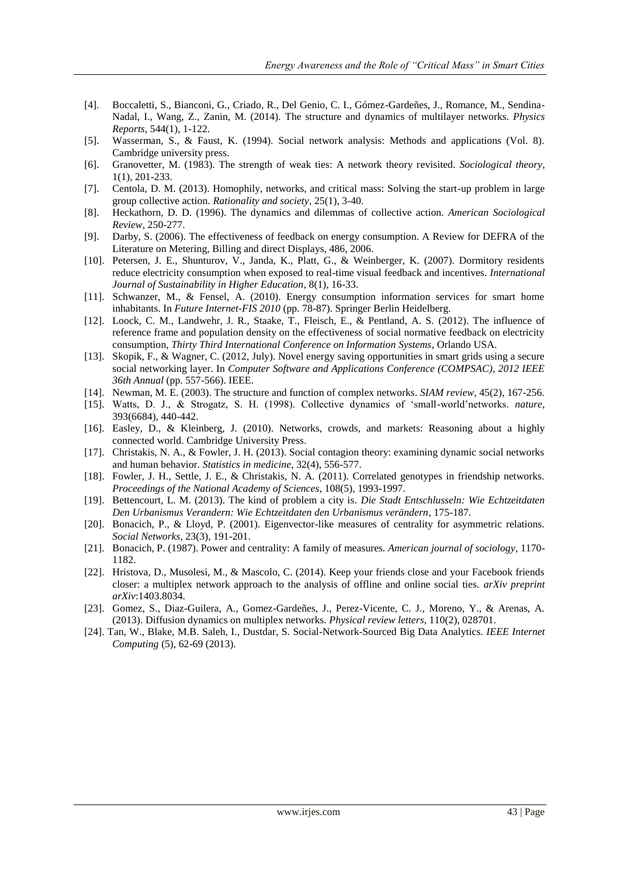[4]. Boccaletti, S., Bianconi, G., Criado, R., Del Genio, C. I., Gómez-Gardeñes, J., Romance, M., Sendina-Nadal, I., Wang, Z., Zanin, M. (2014). The structure and dynamics of multilayer networks. *Physics Reports,* 544(1), 1-122.

[5]. Wasserman, S., & Faust, K. (1994). Social network analysis: Methods and applications (Vol. 8). Cambridge university press.

[6]. Granovetter, M. (1983). The strength of weak ties: A network theory revisited. *Sociological theory*, 1(1), 201-233.

[7]. Centola, D. M. (2013). Homophily, networks, and critical mass: Solving the start-up problem in large group collective action. *Rationality and society*, 25(1), 3-40.

[8]. Heckathorn, D. D. (1996). The dynamics and dilemmas of collective action. *American Sociological Review*, 250-277.

[9]. Darby, S. (2006). The effectiveness of feedback on energy consumption. A Review for DEFRA of the Literature on Metering, Billing and direct Displays, 486, 2006.

[10]. Petersen, J. E., Shunturov, V., Janda, K., Platt, G., & Weinberger, K. (2007). Dormitory residents reduce electricity consumption when exposed to real-time visual feedback and incentives. *International Journal of Sustainability in Higher Education*, 8(1), 16-33.

[11]. Schwanzer, M., & Fensel, A. (2010). Energy consumption information services for smart home inhabitants. In *Future Internet-FIS 2010* (pp. 78-87). Springer Berlin Heidelberg.

[12]. Loock, C. M., Landwehr, J. R., Staake, T., Fleisch, E., & Pentland, A. S. (2012). The influence of reference frame and population density on the effectiveness of social normative feedback on electricity consumption, *Thirty Third International Conference on Information Systems*, Orlando USA.

[13]. Skopik, F., & Wagner, C. (2012, July). Novel energy saving opportunities in smart grids using a secure social networking layer. In *Computer Software and Applications Conference (COMPSAC), 2012 IEEE 36th Annual* (pp. 557-566). IEEE.

[14]. Newman, M. E. (2003). The structure and function of complex networks. *SIAM review*, 45(2), 167-256.

[15]. Watts, D. J., & Strogatz, S. H. (1998). Collective dynamics of 'small-world'networks. *nature*, 393(6684), 440-442.

[16]. Easley, D., & Kleinberg, J. (2010). Networks, crowds, and markets: Reasoning about a highly connected world. Cambridge University Press.

[17]. Christakis, N. A., & Fowler, J. H. (2013). Social contagion theory: examining dynamic social networks and human behavior. *Statistics in medicine*, 32(4), 556-577.

[18]. Fowler, J. H., Settle, J. E., & Christakis, N. A. (2011). Correlated genotypes in friendship networks. *Proceedings of the National Academy of Sciences*, 108(5), 1993-1997.

[19]. Bettencourt, L. M. (2013). The kind of problem a city is. *Die Stadt Entschlusseln: Wie Echtzeitdaten Den Urbanismus Verandern: Wie Echtzeitdaten den Urbanismus verändern*, 175-187.

[20]. Bonacich, P., & Lloyd, P. (2001). Eigenvector-like measures of centrality for asymmetric relations. *Social Networks*, 23(3), 191-201.

[21]. Bonacich, P. (1987). Power and centrality: A family of measures. *American journal of sociology*, 1170-1182.

[22]. Hristova, D., Musolesi, M., & Mascolo, C. (2014). Keep your friends close and your Facebook friends closer: a multiplex network approach to the analysis of offline and online social ties. *arXiv preprint arXiv*:1403.8034.

[23]. Gomez, S., Diaz-Guilera, A., Gomez-Gardeñes, J., Perez-Vicente, C. J., Moreno, Y., & Arenas, A. (2013). Diffusion dynamics on multiplex networks. *Physical review letters*, 110(2), 028701.

[24]. Tan, W., Blake, M.B. Saleh, I., Dustdar, S. Social-Network-Sourced Big Data Analytics. *IEEE Internet Computing* (5), 62-69 (2013).